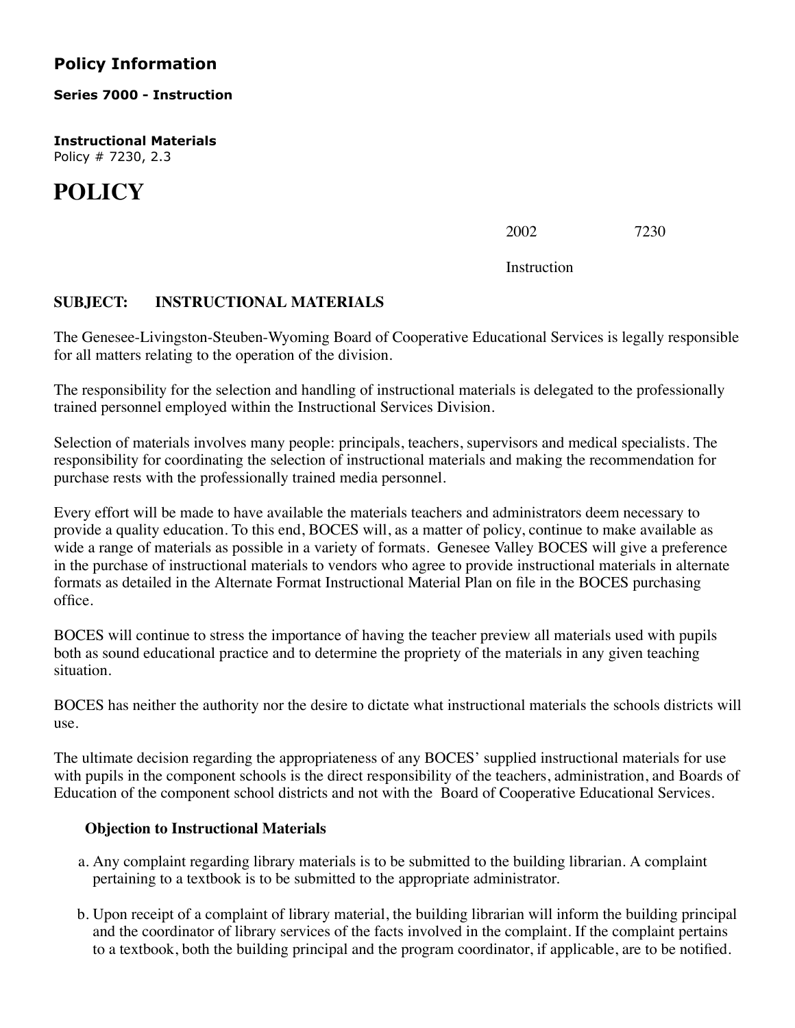## Policy Information

**Series 7000 - Instruction**

**Instructional Materials**
Policy # 7230, 2.3

# POLICY

2002 7230

Instruction

**SUBJECT: INSTRUCTIONAL MATERIALS**

The Genesee-Livingston-Steuben-Wyoming Board of Cooperative Educational Services is legally responsible for all matters relating to the operation of the division.

The responsibility for the selection and handling of instructional materials is delegated to the professionally trained personnel employed within the Instructional Services Division.

Selection of materials involves many people: principals, teachers, supervisors and medical specialists. The responsibility for coordinating the selection of instructional materials and making the recommendation for purchase rests with the professionally trained media personnel.

Every effort will be made to have available the materials teachers and administrators deem necessary to provide a quality education. To this end, BOCES will, as a matter of policy, continue to make available as wide a range of materials as possible in a variety of formats. Genesee Valley BOCES will give a preference in the purchase of instructional materials to vendors who agree to provide instructional materials in alternate formats as detailed in the Alternate Format Instructional Material Plan on file in the BOCES purchasing office.

BOCES will continue to stress the importance of having the teacher preview all materials used with pupils both as sound educational practice and to determine the propriety of the materials in any given teaching situation.

BOCES has neither the authority nor the desire to dictate what instructional materials the schools districts will use.

The ultimate decision regarding the appropriateness of any BOCES' supplied instructional materials for use with pupils in the component schools is the direct responsibility of the teachers, administration, and Boards of Education of the component school districts and not with the Board of Cooperative Educational Services.

**Objection to Instructional Materials**

a. Any complaint regarding library materials is to be submitted to the building librarian. A complaint pertaining to a textbook is to be submitted to the appropriate administrator.

b. Upon receipt of a complaint of library material, the building librarian will inform the building principal and the coordinator of library services of the facts involved in the complaint. If the complaint pertains to a textbook, both the building principal and the program coordinator, if applicable, are to be notified.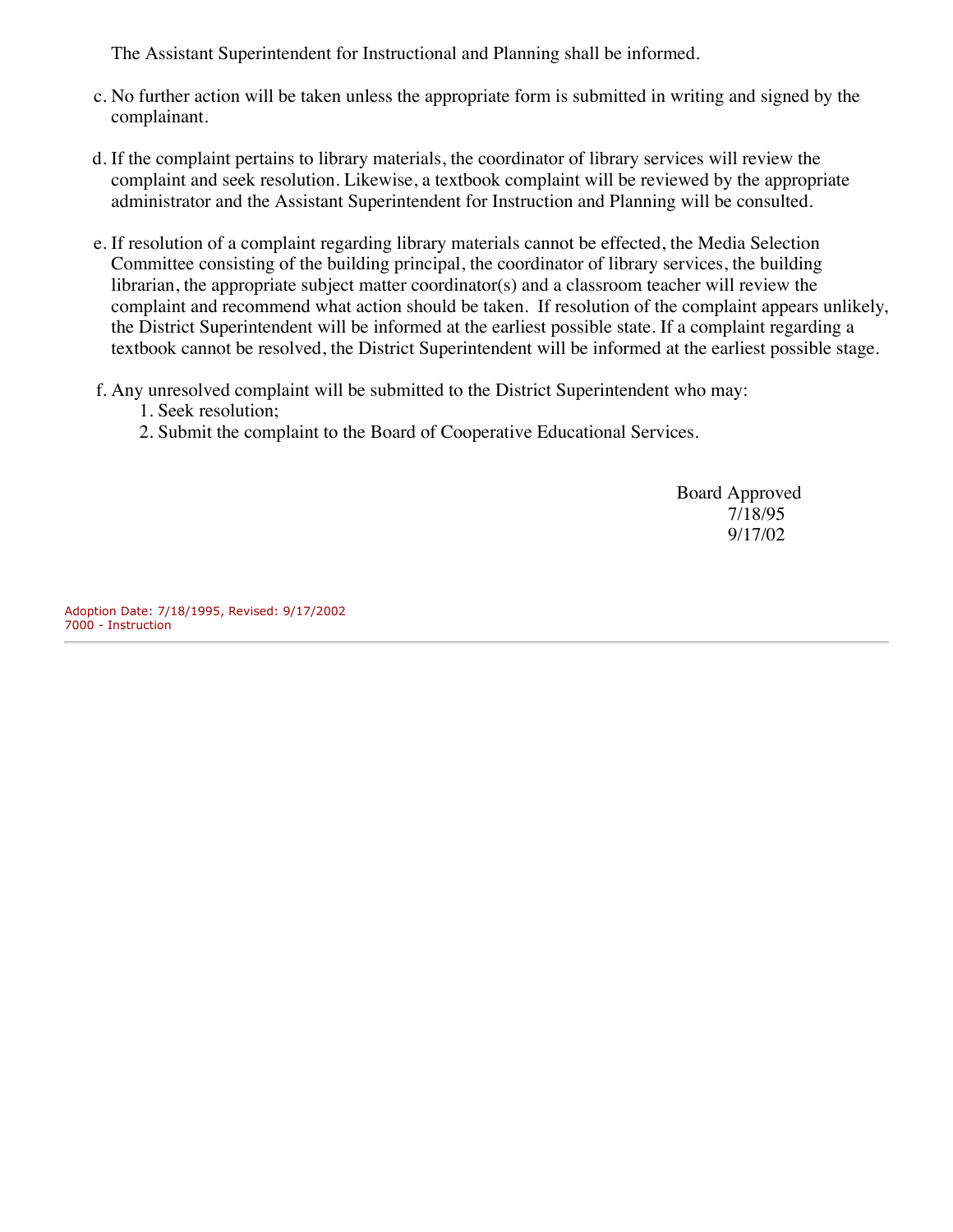The Assistant Superintendent for Instructional and Planning shall be informed.

c. No further action will be taken unless the appropriate form is submitted in writing and signed by the complainant.

d. If the complaint pertains to library materials, the coordinator of library services will review the complaint and seek resolution. Likewise, a textbook complaint will be reviewed by the appropriate administrator and the Assistant Superintendent for Instruction and Planning will be consulted.

e. If resolution of a complaint regarding library materials cannot be effected, the Media Selection Committee consisting of the building principal, the coordinator of library services, the building librarian, the appropriate subject matter coordinator(s) and a classroom teacher will review the complaint and recommend what action should be taken. If resolution of the complaint appears unlikely, the District Superintendent will be informed at the earliest possible state. If a complaint regarding a textbook cannot be resolved, the District Superintendent will be informed at the earliest possible stage.

f. Any unresolved complaint will be submitted to the District Superintendent who may:
   1. Seek resolution;
   2. Submit the complaint to the Board of Cooperative Educational Services.

Board Approved
7/18/95
9/17/02

Adoption Date: 7/18/1995, Revised: 9/17/2002
7000 - Instruction